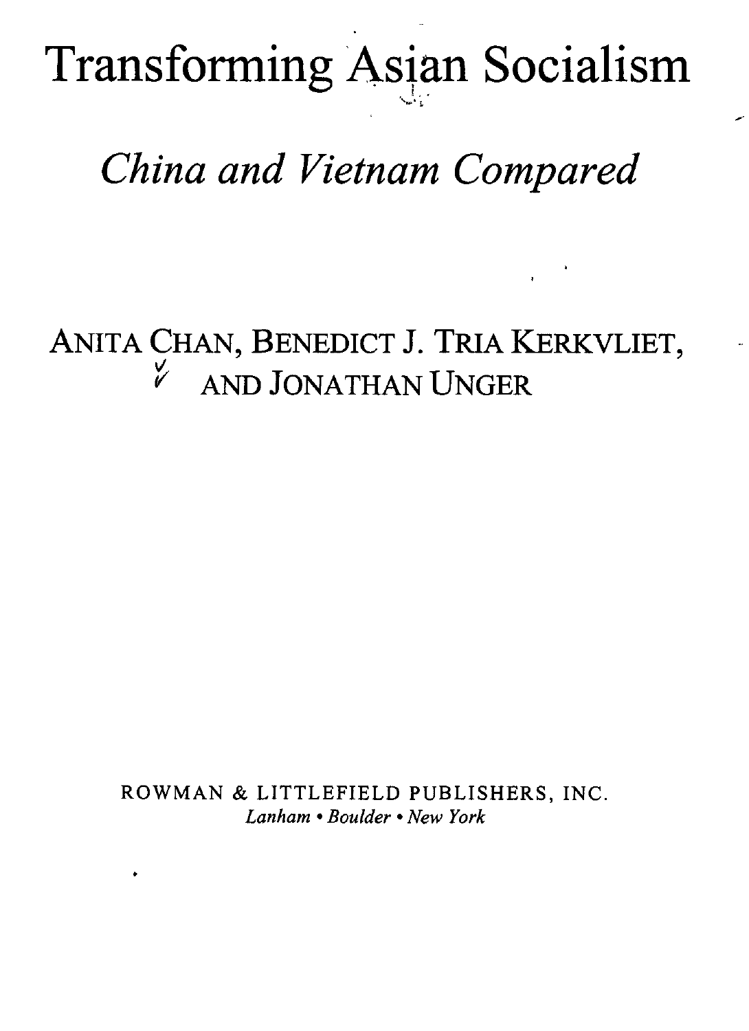# Transforming Asian Socialism

## *China and Vietnam Compared*

ANITA CHAN, BENEDICT J. TRIA KERKVLIET,
AND JONATHAN UNGER

ROWMAN & LITTLEFIELD PUBLISHERS, INC.
*Lanham • Boulder • New York*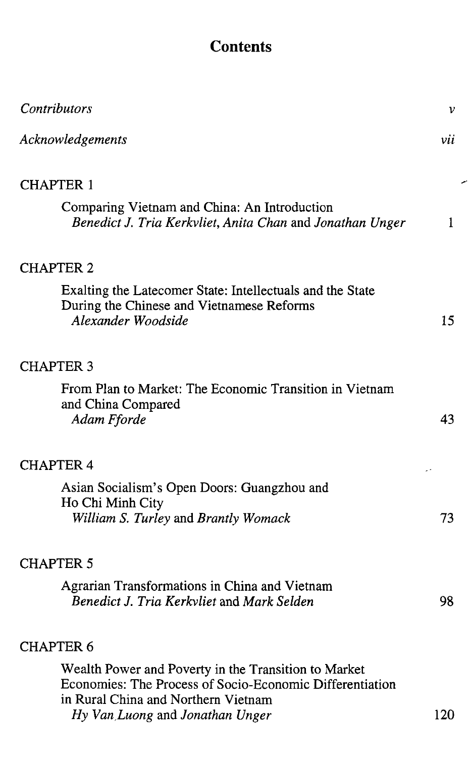# Contents

*Contributors* v

*Acknowledgements* vii

CHAPTER 1

Comparing Vietnam and China: An Introduction
*Benedict J. Tria Kerkvliet, Anita Chan* and *Jonathan Unger* 1

CHAPTER 2

Exalting the Latecomer State: Intellectuals and the State During the Chinese and Vietnamese Reforms
*Alexander Woodside* 15

CHAPTER 3

From Plan to Market: The Economic Transition in Vietnam and China Compared
*Adam Fforde* 43

CHAPTER 4

Asian Socialism's Open Doors: Guangzhou and Ho Chi Minh City
*William S. Turley* and *Brantly Womack* 73

CHAPTER 5

Agrarian Transformations in China and Vietnam
*Benedict J. Tria Kerkvliet* and *Mark Selden* 98

CHAPTER 6

Wealth Power and Poverty in the Transition to Market Economies: The Process of Socio-Economic Differentiation in Rural China and Northern Vietnam
*Hy Van Luong* and *Jonathan Unger* 120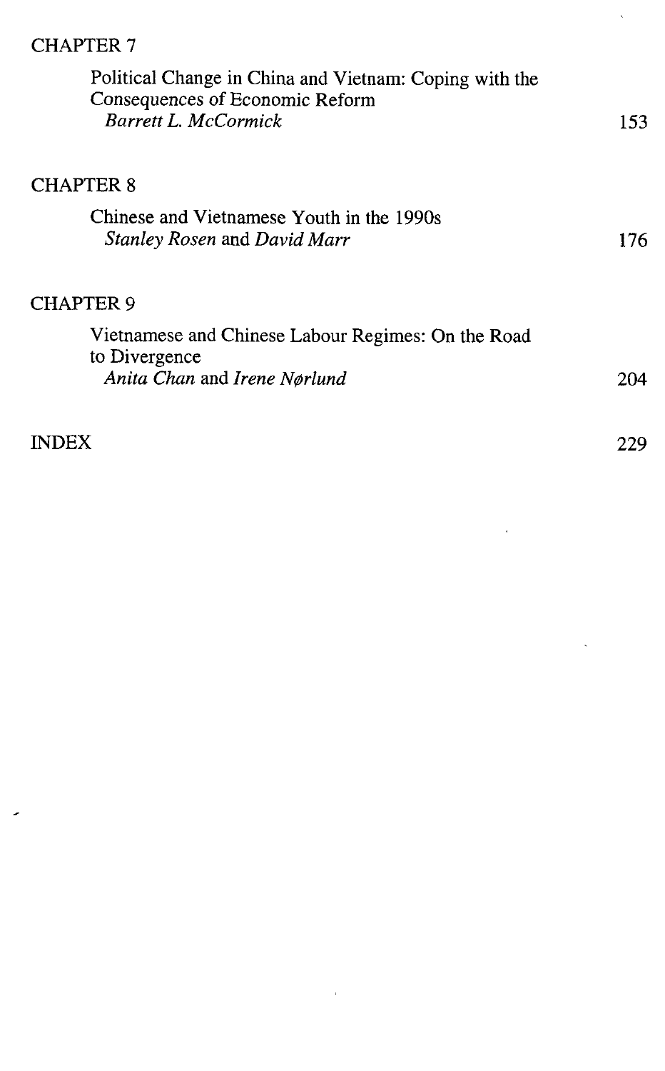CHAPTER 7

Political Change in China and Vietnam: Coping with the Consequences of Economic Reform
*Barrett L. McCormick* 153

CHAPTER 8

Chinese and Vietnamese Youth in the 1990s
*Stanley Rosen* and *David Marr* 176

CHAPTER 9

Vietnamese and Chinese Labour Regimes: On the Road to Divergence
*Anita Chan* and *Irene Nørlund* 204

INDEX 229